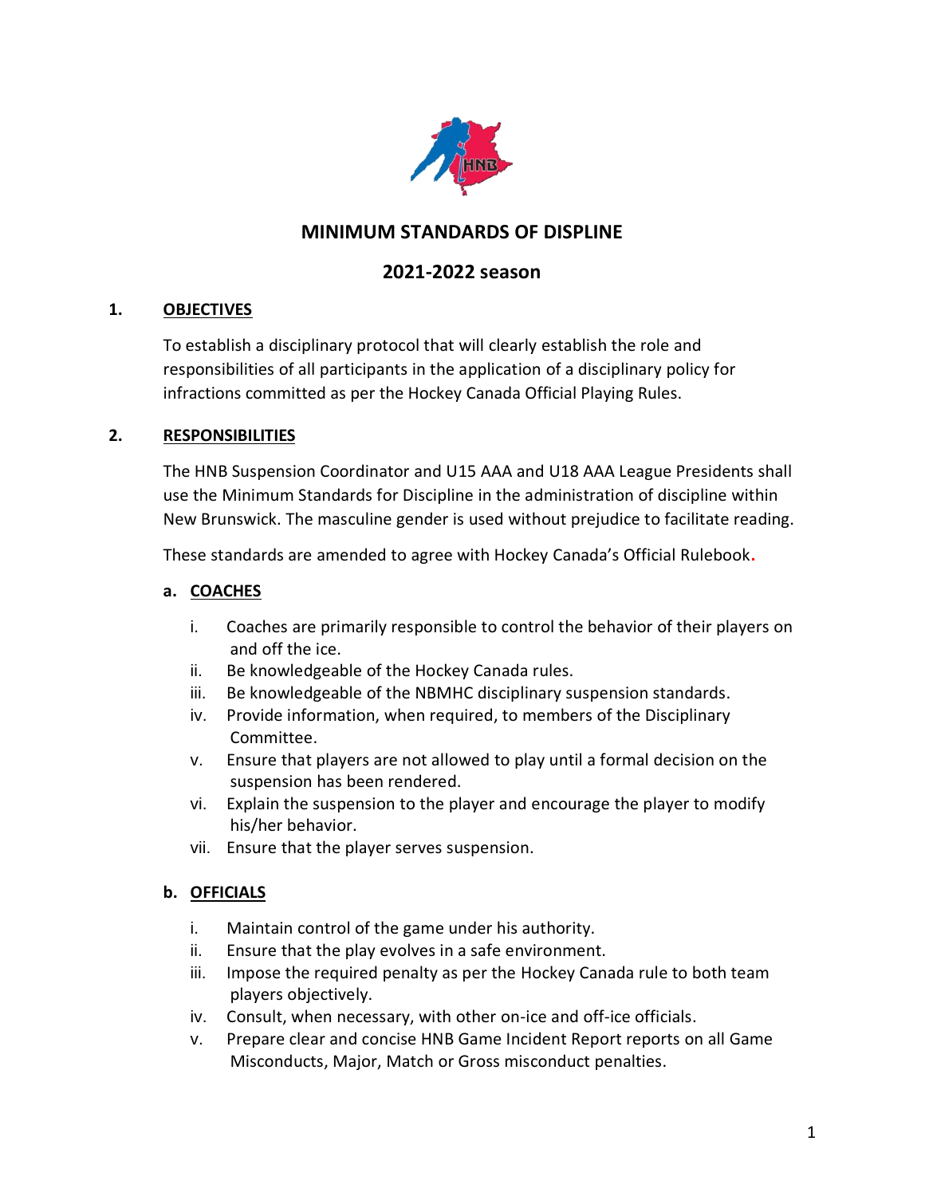# MINIMUM STANDARDS OF DISPLINE

## 2021-2022 season

### 1. OBJECTIVES

To establish a disciplinary protocol that will clearly establish the role and responsibilities of all participants in the application of a disciplinary policy for infractions committed as per the Hockey Canada Official Playing Rules.

### 2. RESPONSIBILITIES

The HNB Suspension Coordinator and U15 AAA and U18 AAA League Presidents shall use the Minimum Standards for Discipline in the administration of discipline within New Brunswick. The masculine gender is used without prejudice to facilitate reading.

These standards are amended to agree with Hockey Canada's Official Rulebook.

#### a. COACHES

i. Coaches are primarily responsible to control the behavior of their players on and off the ice.
ii. Be knowledgeable of the Hockey Canada rules.
iii. Be knowledgeable of the NBMHC disciplinary suspension standards.
iv. Provide information, when required, to members of the Disciplinary Committee.
v. Ensure that players are not allowed to play until a formal decision on the suspension has been rendered.
vi. Explain the suspension to the player and encourage the player to modify his/her behavior.
vii. Ensure that the player serves suspension.

#### b. OFFICIALS

i. Maintain control of the game under his authority.
ii. Ensure that the play evolves in a safe environment.
iii. Impose the required penalty as per the Hockey Canada rule to both team players objectively.
iv. Consult, when necessary, with other on-ice and off-ice officials.
v. Prepare clear and concise HNB Game Incident Report reports on all Game Misconducts, Major, Match or Gross misconduct penalties.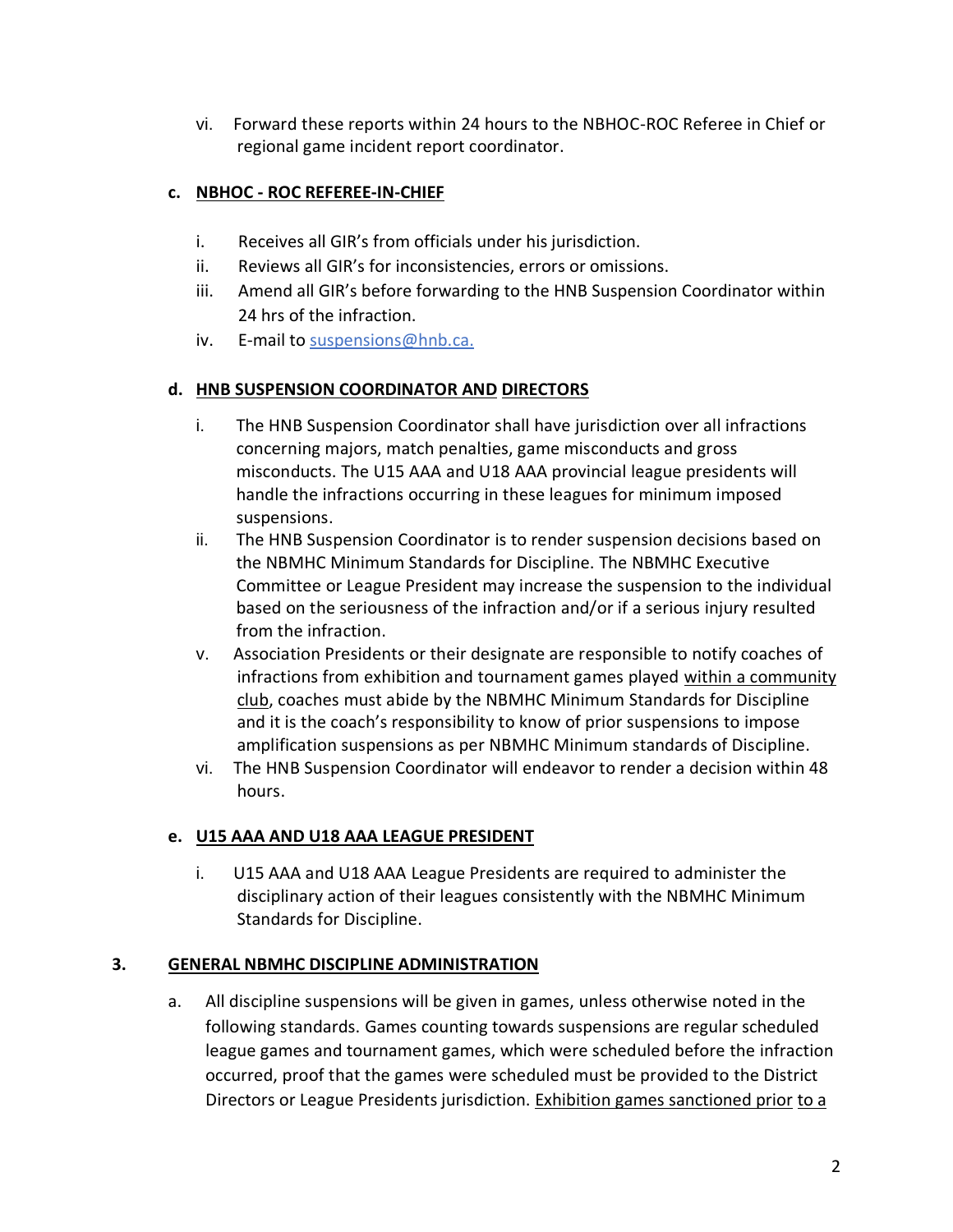vi. Forward these reports within 24 hours to the NBHOC-ROC Referee in Chief or regional game incident report coordinator.

**c. NBHOC - ROC REFEREE-IN-CHIEF**

i. Receives all GIR's from officials under his jurisdiction.
ii. Reviews all GIR's for inconsistencies, errors or omissions.
iii. Amend all GIR's before forwarding to the HNB Suspension Coordinator within 24 hrs of the infraction.
iv. E-mail to suspensions@hnb.ca.

**d. HNB SUSPENSION COORDINATOR AND DIRECTORS**

i. The HNB Suspension Coordinator shall have jurisdiction over all infractions concerning majors, match penalties, game misconducts and gross misconducts. The U15 AAA and U18 AAA provincial league presidents will handle the infractions occurring in these leagues for minimum imposed suspensions.
ii. The HNB Suspension Coordinator is to render suspension decisions based on the NBMHC Minimum Standards for Discipline. The NBMHC Executive Committee or League President may increase the suspension to the individual based on the seriousness of the infraction and/or if a serious injury resulted from the infraction.
v. Association Presidents or their designate are responsible to notify coaches of infractions from exhibition and tournament games played <u>within a community club</u>, coaches must abide by the NBMHC Minimum Standards for Discipline and it is the coach's responsibility to know of prior suspensions to impose amplification suspensions as per NBMHC Minimum standards of Discipline.
vi. The HNB Suspension Coordinator will endeavor to render a decision within 48 hours.

**e. U15 AAA AND U18 AAA LEAGUE PRESIDENT**

i. U15 AAA and U18 AAA League Presidents are required to administer the disciplinary action of their leagues consistently with the NBMHC Minimum Standards for Discipline.

## 3. GENERAL NBMHC DISCIPLINE ADMINISTRATION

a. All discipline suspensions will be given in games, unless otherwise noted in the following standards. Games counting towards suspensions are regular scheduled league games and tournament games, which were scheduled before the infraction occurred, proof that the games were scheduled must be provided to the District Directors or League Presidents jurisdiction. <u>Exhibition games sanctioned prior to a</u>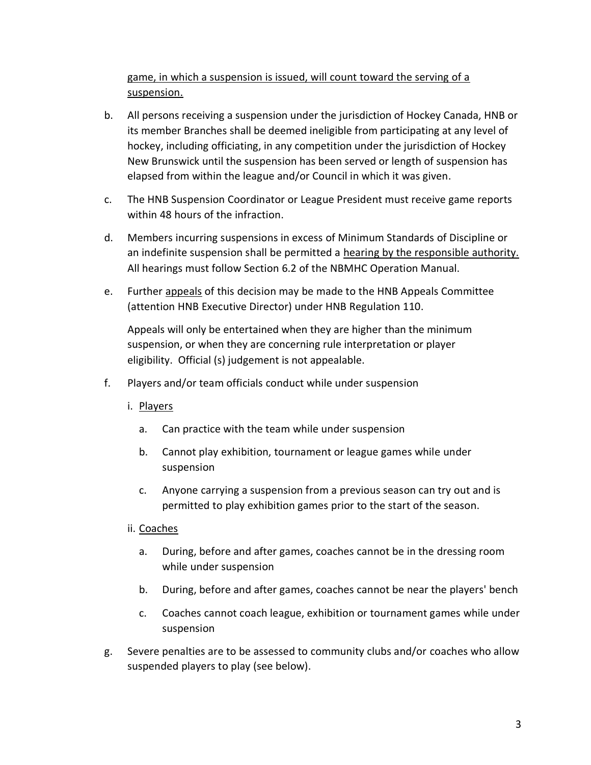game, in which a suspension is issued, will count toward the serving of a suspension.

b. All persons receiving a suspension under the jurisdiction of Hockey Canada, HNB or its member Branches shall be deemed ineligible from participating at any level of hockey, including officiating, in any competition under the jurisdiction of Hockey New Brunswick until the suspension has been served or length of suspension has elapsed from within the league and/or Council in which it was given.

c. The HNB Suspension Coordinator or League President must receive game reports within 48 hours of the infraction.

d. Members incurring suspensions in excess of Minimum Standards of Discipline or an indefinite suspension shall be permitted a hearing by the responsible authority. All hearings must follow Section 6.2 of the NBMHC Operation Manual.

e. Further appeals of this decision may be made to the HNB Appeals Committee (attention HNB Executive Director) under HNB Regulation 110.

   Appeals will only be entertained when they are higher than the minimum suspension, or when they are concerning rule interpretation or player eligibility. Official (s) judgement is not appealable.

f. Players and/or team officials conduct while under suspension

   i. Players

      a. Can practice with the team while under suspension

      b. Cannot play exhibition, tournament or league games while under suspension

      c. Anyone carrying a suspension from a previous season can try out and is permitted to play exhibition games prior to the start of the season.

   ii. Coaches

      a. During, before and after games, coaches cannot be in the dressing room while under suspension

      b. During, before and after games, coaches cannot be near the players' bench

      c. Coaches cannot coach league, exhibition or tournament games while under suspension

g. Severe penalties are to be assessed to community clubs and/or coaches who allow suspended players to play (see below).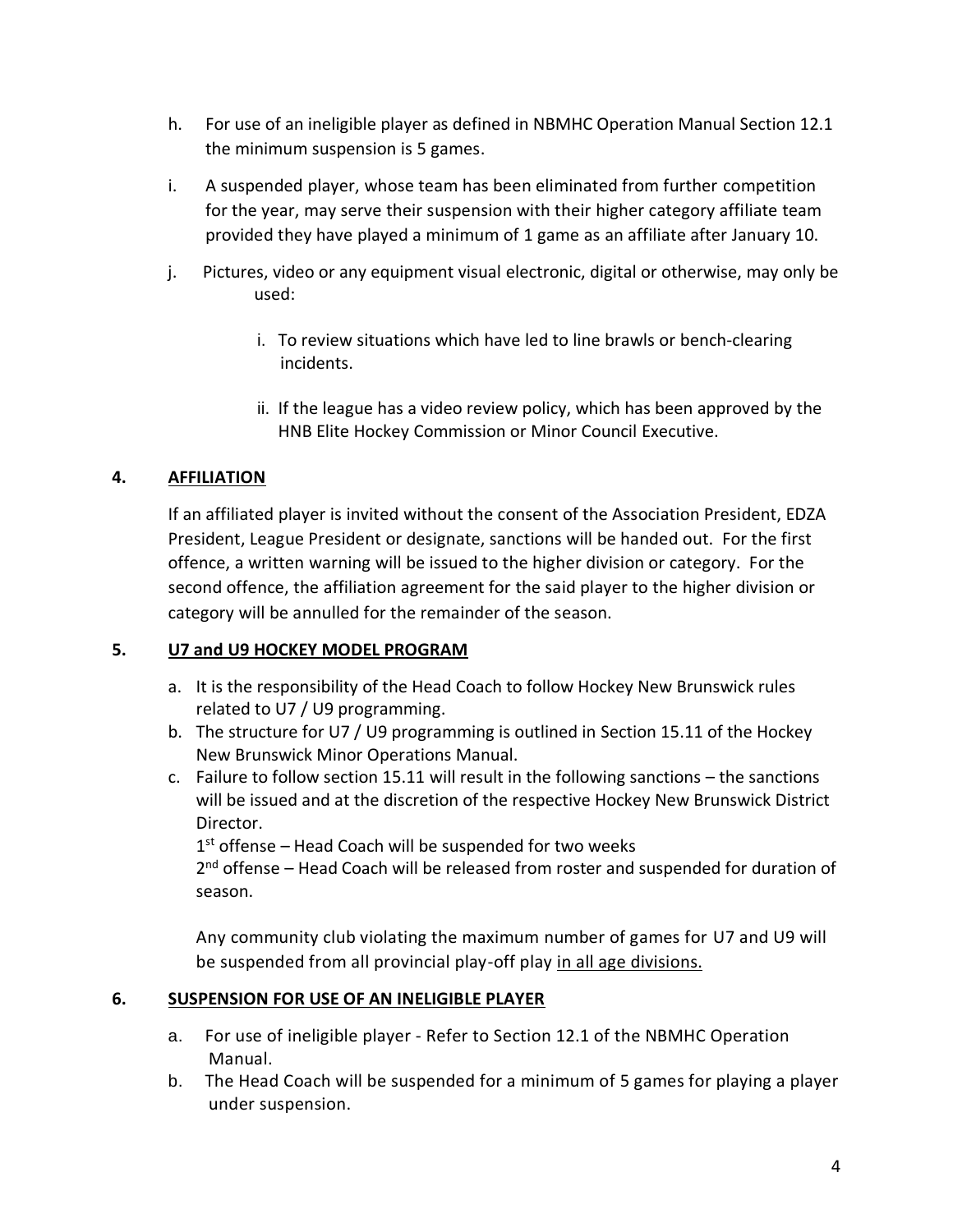h. For use of an ineligible player as defined in NBMHC Operation Manual Section 12.1 the minimum suspension is 5 games.

i. A suspended player, whose team has been eliminated from further competition for the year, may serve their suspension with their higher category affiliate team provided they have played a minimum of 1 game as an affiliate after January 10.

j. Pictures, video or any equipment visual electronic, digital or otherwise, may only be used:

   i. To review situations which have led to line brawls or bench-clearing incidents.

   ii. If the league has a video review policy, which has been approved by the HNB Elite Hockey Commission or Minor Council Executive.

## 4. AFFILIATION

If an affiliated player is invited without the consent of the Association President, EDZA President, League President or designate, sanctions will be handed out. For the first offence, a written warning will be issued to the higher division or category. For the second offence, the affiliation agreement for the said player to the higher division or category will be annulled for the remainder of the season.

## 5. U7 and U9 HOCKEY MODEL PROGRAM

a. It is the responsibility of the Head Coach to follow Hockey New Brunswick rules related to U7 / U9 programming.
b. The structure for U7 / U9 programming is outlined in Section 15.11 of the Hockey New Brunswick Minor Operations Manual.
c. Failure to follow section 15.11 will result in the following sanctions – the sanctions will be issued and at the discretion of the respective Hockey New Brunswick District Director.
   1st offense – Head Coach will be suspended for two weeks
   2nd offense – Head Coach will be released from roster and suspended for duration of season.

   Any community club violating the maximum number of games for U7 and U9 will be suspended from all provincial play-off play <u>in all age divisions.</u>

## 6. SUSPENSION FOR USE OF AN INELIGIBLE PLAYER

a. For use of ineligible player - Refer to Section 12.1 of the NBMHC Operation Manual.
b. The Head Coach will be suspended for a minimum of 5 games for playing a player under suspension.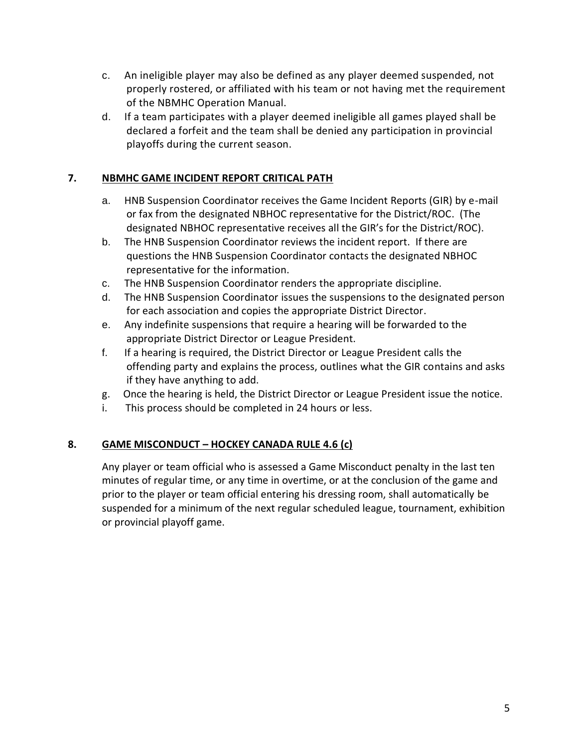c. An ineligible player may also be defined as any player deemed suspended, not properly rostered, or affiliated with his team or not having met the requirement of the NBMHC Operation Manual.

d. If a team participates with a player deemed ineligible all games played shall be declared a forfeit and the team shall be denied any participation in provincial playoffs during the current season.

## 7. NBMHC GAME INCIDENT REPORT CRITICAL PATH

a. HNB Suspension Coordinator receives the Game Incident Reports (GIR) by e-mail or fax from the designated NBHOC representative for the District/ROC. (The designated NBHOC representative receives all the GIR's for the District/ROC).

b. The HNB Suspension Coordinator reviews the incident report. If there are questions the HNB Suspension Coordinator contacts the designated NBHOC representative for the information.

c. The HNB Suspension Coordinator renders the appropriate discipline.

d. The HNB Suspension Coordinator issues the suspensions to the designated person for each association and copies the appropriate District Director.

e. Any indefinite suspensions that require a hearing will be forwarded to the appropriate District Director or League President.

f. If a hearing is required, the District Director or League President calls the offending party and explains the process, outlines what the GIR contains and asks if they have anything to add.

g. Once the hearing is held, the District Director or League President issue the notice.

i. This process should be completed in 24 hours or less.

## 8. GAME MISCONDUCT – HOCKEY CANADA RULE 4.6 (c)

Any player or team official who is assessed a Game Misconduct penalty in the last ten minutes of regular time, or any time in overtime, or at the conclusion of the game and prior to the player or team official entering his dressing room, shall automatically be suspended for a minimum of the next regular scheduled league, tournament, exhibition or provincial playoff game.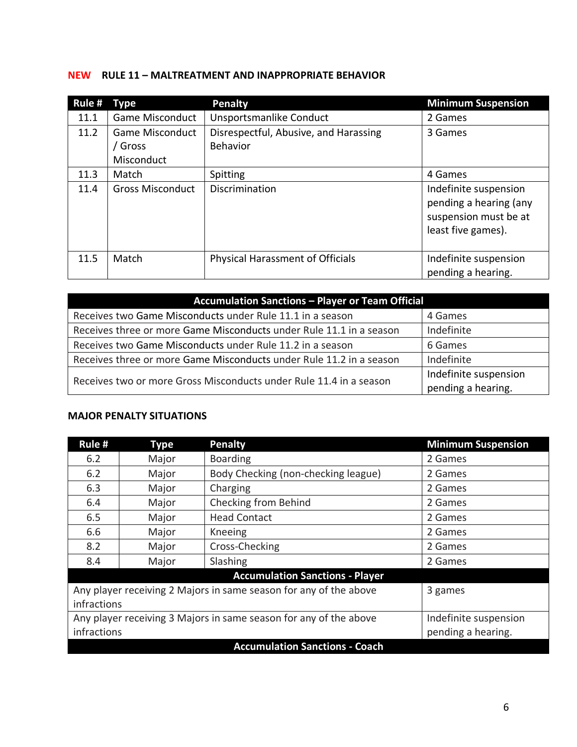**NEW RULE 11 – MALTREATMENT AND INAPPROPRIATE BEHAVIOR**

| Rule # | Type | Penalty | Minimum Suspension |
|---|---|---|---|
| 11.1 | Game Misconduct | Unsportsmanlike Conduct | 2 Games |
| 11.2 | Game Misconduct / Gross Misconduct | Disrespectful, Abusive, and Harassing Behavior | 3 Games |
| 11.3 | Match | Spitting | 4 Games |
| 11.4 | Gross Misconduct | Discrimination | Indefinite suspension pending a hearing (any suspension must be at least five games). |
| 11.5 | Match | Physical Harassment of Officials | Indefinite suspension pending a hearing. |

| Accumulation Sanctions – Player or Team Official | |
|---|---|
| Receives two Game Misconducts under Rule 11.1 in a season | 4 Games |
| Receives three or more Game Misconducts under Rule 11.1 in a season | Indefinite |
| Receives two Game Misconducts under Rule 11.2 in a season | 6 Games |
| Receives three or more Game Misconducts under Rule 11.2 in a season | Indefinite |
| Receives two or more Gross Misconducts under Rule 11.4 in a season | Indefinite suspension pending a hearing. |

**MAJOR PENALTY SITUATIONS**

| Rule # | Type | Penalty | Minimum Suspension |
|---|---|---|---|
| 6.2 | Major | Boarding | 2 Games |
| 6.2 | Major | Body Checking (non-checking league) | 2 Games |
| 6.3 | Major | Charging | 2 Games |
| 6.4 | Major | Checking from Behind | 2 Games |
| 6.5 | Major | Head Contact | 2 Games |
| 6.6 | Major | Kneeing | 2 Games |
| 8.2 | Major | Cross-Checking | 2 Games |
| 8.4 | Major | Slashing | 2 Games |
| **Accumulation Sanctions - Player** | | | |
| Any player receiving 2 Majors in same season for any of the above infractions | | | 3 games |
| Any player receiving 3 Majors in same season for any of the above infractions | | | Indefinite suspension pending a hearing. |
| **Accumulation Sanctions - Coach** | | | |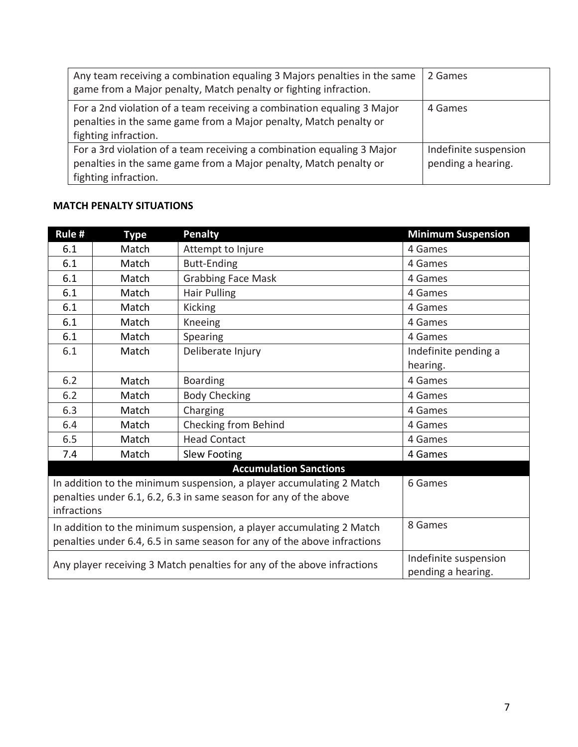| | |
|---|---|
| Any team receiving a combination equaling 3 Majors penalties in the same game from a Major penalty, Match penalty or fighting infraction. | 2 Games |
| For a 2nd violation of a team receiving a combination equaling 3 Major penalties in the same game from a Major penalty, Match penalty or fighting infraction. | 4 Games |
| For a 3rd violation of a team receiving a combination equaling 3 Major penalties in the same game from a Major penalty, Match penalty or fighting infraction. | Indefinite suspension pending a hearing. |

**MATCH PENALTY SITUATIONS**

| Rule # | Type | Penalty | Minimum Suspension |
|---|---|---|---|
| 6.1 | Match | Attempt to Injure | 4 Games |
| 6.1 | Match | Butt-Ending | 4 Games |
| 6.1 | Match | Grabbing Face Mask | 4 Games |
| 6.1 | Match | Hair Pulling | 4 Games |
| 6.1 | Match | Kicking | 4 Games |
| 6.1 | Match | Kneeing | 4 Games |
| 6.1 | Match | Spearing | 4 Games |
| 6.1 | Match | Deliberate Injury | Indefinite pending a hearing. |
| 6.2 | Match | Boarding | 4 Games |
| 6.2 | Match | Body Checking | 4 Games |
| 6.3 | Match | Charging | 4 Games |
| 6.4 | Match | Checking from Behind | 4 Games |
| 6.5 | Match | Head Contact | 4 Games |
| 7.4 | Match | Slew Footing | 4 Games |
| **Accumulation Sanctions** | | | |
| In addition to the minimum suspension, a player accumulating 2 Match penalties under 6.1, 6.2, 6.3 in same season for any of the above infractions | | | 6 Games |
| In addition to the minimum suspension, a player accumulating 2 Match penalties under 6.4, 6.5 in same season for any of the above infractions | | | 8 Games |
| Any player receiving 3 Match penalties for any of the above infractions | | | Indefinite suspension pending a hearing. |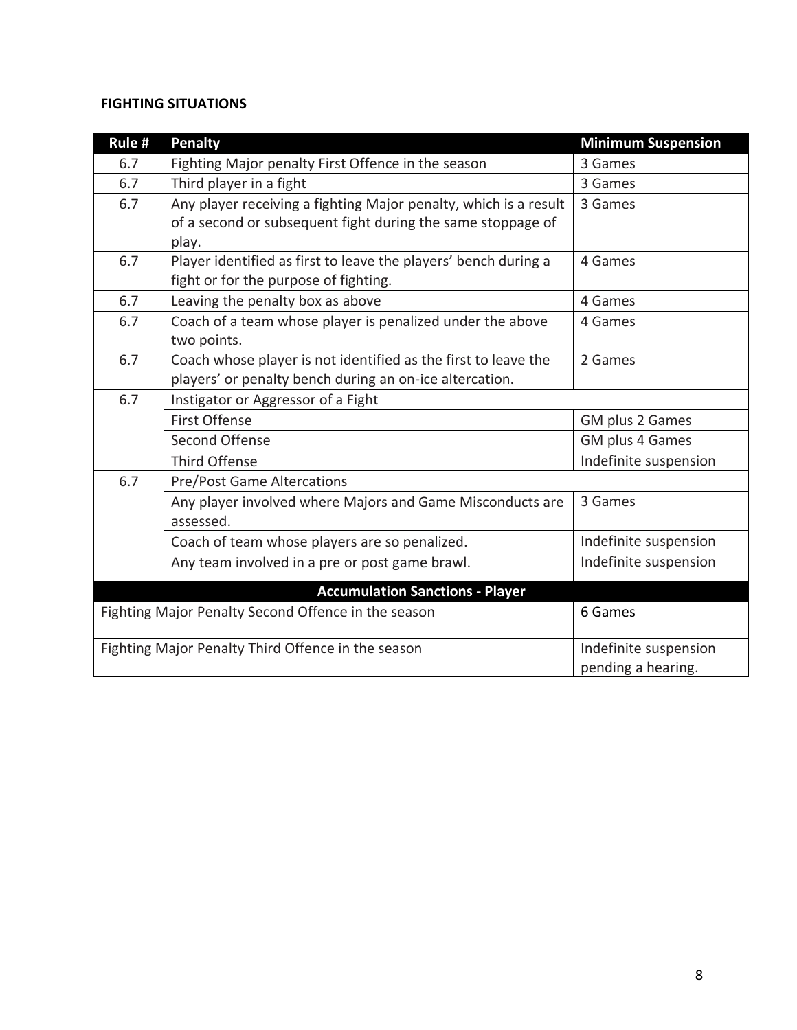**FIGHTING SITUATIONS**

| Rule # | Penalty | Minimum Suspension |
|---|---|---|
| 6.7 | Fighting Major penalty First Offence in the season | 3 Games |
| 6.7 | Third player in a fight | 3 Games |
| 6.7 | Any player receiving a fighting Major penalty, which is a result of a second or subsequent fight during the same stoppage of play. | 3 Games |
| 6.7 | Player identified as first to leave the players' bench during a fight or for the purpose of fighting. | 4 Games |
| 6.7 | Leaving the penalty box as above | 4 Games |
| 6.7 | Coach of a team whose player is penalized under the above two points. | 4 Games |
| 6.7 | Coach whose player is not identified as the first to leave the players' or penalty bench during an on-ice altercation. | 2 Games |
| 6.7 | Instigator or Aggressor of a Fight | |
| | First Offense | GM plus 2 Games |
| | Second Offense | GM plus 4 Games |
| | Third Offense | Indefinite suspension |
| 6.7 | Pre/Post Game Altercations | |
| | Any player involved where Majors and Game Misconducts are assessed. | 3 Games |
| | Coach of team whose players are so penalized. | Indefinite suspension |
| | Any team involved in a pre or post game brawl. | Indefinite suspension |
| **Accumulation Sanctions - Player** | | |
| Fighting Major Penalty Second Offence in the season | | 6 Games |
| Fighting Major Penalty Third Offence in the season | | Indefinite suspension pending a hearing. |